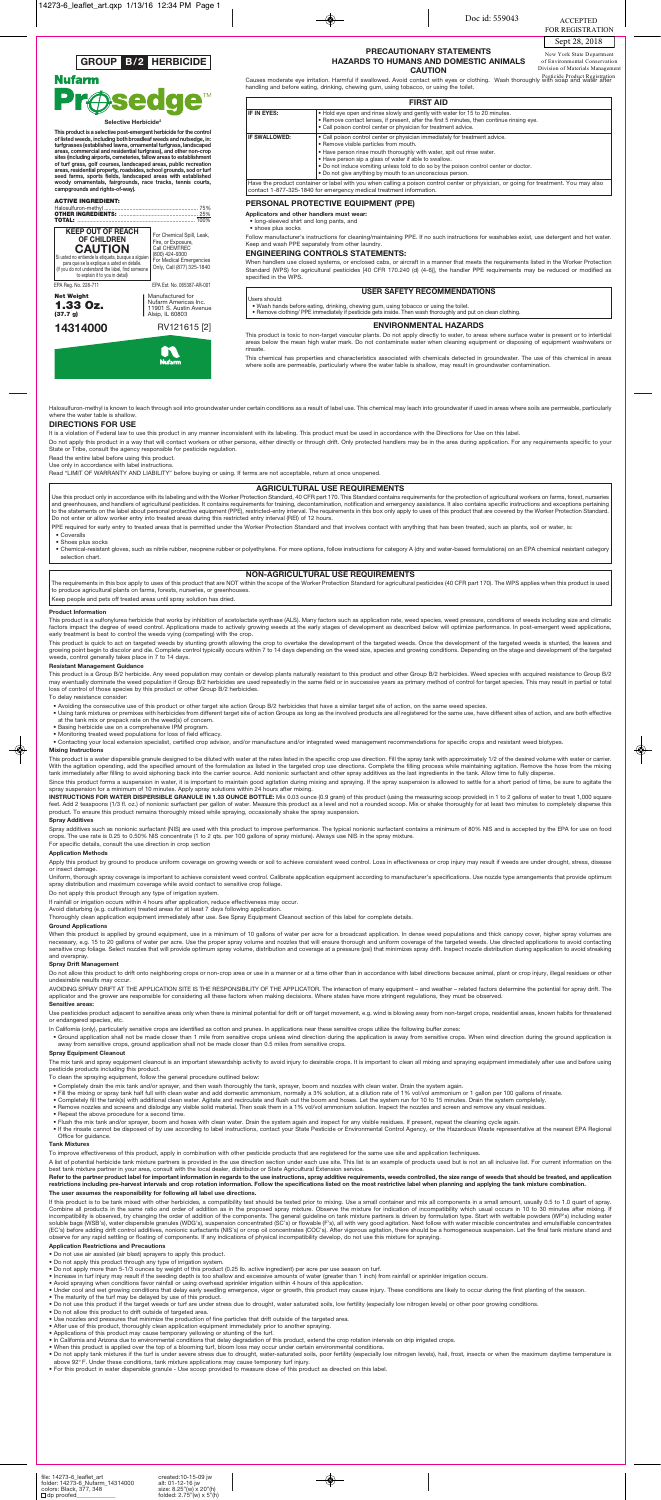GROUP **B/2** HERBICIDE

Nufarm

# Prosedge™

**Selective Herbicide[1]**

**This product is a selective post-emergent herbicide for the control of listed weeds, including both broadleaf weeds and nutsedge, in: turfgrasses (established lawns, ornamental turfgrass, landscaped areas, commercial and residential turfgrass), and other non-crop sites (including airports, cemeteries, fallow areas to establishment of turf grass, golf courses, landscaped areas, public recreation areas, residential property, roadsides, school grounds, sod or turf seed farms, sports fields, landscaped areas with established woody ornamentals, fairgrounds, race tracks, tennis courts, campgrounds and rights-of-way).**

**ACTIVE INGREDIENT:**

Halosulfuron-methyl ........................................ 75%
**OTHER INGREDIENTS:** ........................................ 25%
**TOTAL:** ........................................ 100%

**KEEP OUT OF REACH OF CHILDREN**
**CAUTION**

Si usted no entiende la etiqueta, busque a alguien para que se la explique a usted en detalle. (If you do not understand the label, find someone to explain it to you in detail)

For Chemical Spill, Leak, Fire, or Exposure, Call CHEMTREC (800) 424-9300
For Medical Emergencies Only, Call (877) 325-1840

EPA Reg. No. 228-711 EPA Est. No. 065387-AR-001

**Net Weight**
**1.33 Oz.**
**(37.7 g)**

Manufactured for
Nufarm Americas Inc.
11901 S. Austin Avenue
Alsip, IL 60803

**14314000** RV121615 [2]

Nufarm

ACCEPTED FOR REGISTRATION
Sept 28, 2018
New York State Department of Environmental Conservation
Division of Materials Management
Pesticide Product Registration

## PRECAUTIONARY STATEMENTS
### HAZARDS TO HUMANS AND DOMESTIC ANIMALS
### CAUTION

Causes moderate eye irritation. Harmful if swallowed. Avoid contact with eyes or clothing. Wash thoroughly with soap and water after handling and before eating, drinking, chewing gum, using tobacco, or using the toilet.

| FIRST AID | |
|---|---|
| **IF IN EYES:** | • Hold eye open and rinse slowly and gently with water for 15 to 20 minutes.<br>• Remove contact lenses, if present, after the first 5 minutes, then continue rinsing eye.<br>• Call poison control center or physician for treatment advice. |
| **IF SWALLOWED:** | • Call poison control center or physician immediately for treatment advice.<br>• Remove visible particles from mouth.<br>• Have person rinse mouth thoroughly with water, spit out rinse water.<br>• Have person sip a glass of water if able to swallow.<br>• Do not induce vomiting unless told to do so by the poison control center or doctor.<br>• Do not give anything by mouth to an unconscious person. |
| Have the product container or label with you when calling a poison control center or physician, or going for treatment. You may also contact 1-877-325-1840 for emergency medical treatment information. | |

### PERSONAL PROTECTIVE EQUIPMENT (PPE)

**Applicators and other handlers must wear:**
• long-sleeved shirt and long pants, and
• shoes plus socks

Follow manufacturer's instructions for cleaning/maintaining PPE. If no such instructions for washables exist, use detergent and hot water. Keep and wash PPE separately from other laundry.

### ENGINEERING CONTROLS STATEMENTS:

When handlers use closed systems, enclosed cabs, or aircraft in a manner that meets the requirements listed in the Worker Protection Standard (WPS) for agricultural pesticides [40 CFR 170.240 (d) (4-6)], the handler PPE requirements may be reduced or modified as specified in the WPS.

### USER SAFETY RECOMMENDATIONS

Users should:
• Wash hands before eating, drinking, chewing gum, using tobacco or using the toilet.
• Remove clothing/ PPE immediately if pesticide gets inside. Then wash thoroughly and put on clean clothing.

### ENVIRONMENTAL HAZARDS

This product is toxic to non-target vascular plants. Do not apply directly to water, to areas where surface water is present or to intertidal areas below the mean high water mark. Do not contaminate water when cleaning equipment or disposing of equipment washwaters or rinsate.

This chemical has properties and characteristics associated with chemicals detected in groundwater. The use of this chemical in areas where soils are permeable, particularly where the water table is shallow, may result in groundwater contamination.

Halosulfuron-methyl is known to leach through soil into groundwater under certain conditions as a result of label use. This chemical may leach into groundwater if used in areas where soils are permeable, particularly where the water table is shallow.

## DIRECTIONS FOR USE

It is a violation of Federal law to use this product in any manner inconsistent with its labeling. This product must be used in accordance with the Directions for Use on this label.

Do not apply this product in a way that will contact workers or other persons, either directly or through drift. Only protected handlers may be in the area during application. For any requirements specific to your State or Tribe, consult the agency responsible for pesticide regulation.

Read the entire label before using this product.

Use only in accordance with label instructions.

Read "LIMIT OF WARRANTY AND LIABILITY" before buying or using. If terms are not acceptable, return at once unopened.

### AGRICULTURAL USE REQUIREMENTS

Use this product only in accordance with its labeling and with the Worker Protection Standard, 40 CFR part 170. This Standard contains requirements for the protection of agricultural workers on farms, forest, nurseries and greenhouses, and handlers of agricultural pesticides. It contains requirements for training, decontamination, notification and emergency assistance. It also contains specific instructions and exceptions pertaining to the statements on the label about personal protective equipment (PPE), restricted-entry interval. The requirements in this box only apply to uses of this product that are covered by the Worker Protection Standard. Do not enter or allow worker entry into treated areas during this restricted entry interval (REI) of 12 hours.

PPE required for early entry to treated areas that is permitted under the Worker Protection Standard and that involves contact with anything that has been treated, such as plants, soil or water, is:
• Coveralls
• Shoes plus socks
• Chemical-resistant gloves, such as nitrile rubber, neoprene rubber or polyethylene. For more options, follow instructions for category A (dry and water-based formulations) on an EPA chemical resistant category selection chart.

### NON-AGRICULTURAL USE REQUIREMENTS

The requirements in this box apply to uses of this product that are NOT within the scope of the Worker Protection Standard for agricultural pesticides (40 CFR part 170). The WPS applies when this product is used to produce agricultural plants on farms, forests, nurseries, or greenhouses.

Keep people and pets off treated areas until spray solution has dried.

#### Product Information

This product is a sulfonylurea herbicide that works by inhibition of acetolactate synthase (ALS). Many factors such as application rate, weed species, weed pressure, conditions of weeds including size and climatic factors impact the degree of weed control. Applications made to actively growing weeds at the early stages of development as described below will optimize performance. In post-emergent weed applications, early treatment is best to control the weeds vying (competing) with the crop.

This product is quick to act on targeted weeds by stunting growth allowing the crop to overtake the development of the targeted weeds. Once the development of the targeted weeds is stunted, the leaves and growing point begin to discolor and die. Complete control typically occurs within 7 to 14 days depending on the weed size, species and growing conditions. Depending on the stage and development of the targeted weeds, control generally takes place in 7 to 14 days.

#### Resistant Management Guidance

This product is a Group B/2 herbicide. Any weed population may contain or develop plants naturally resistant to this product and other Group B/2 herbicides. Weed species with acquired resistance to Group B/2 may eventually dominate the weed population if Group B/2 herbicides are used repeatedly in the same field or in successive years as primary method of control for target species. This may result in partial or total loss of control of those species by this product or other Group B/2 herbicides.

To delay resistance consider:
• Avoiding the consecutive use of this product or other target site action Group B/2 herbicides that have a similar target site of action, on the same weed species.
• Using tank mixtures or premixes with herbicides from different target site of action Groups as long as the involved products are all registered for the same use, have different sites of action, and are both effective at the tank mix or prepack rate on the weed(s) of concern.
• Basing herbicide use on a comprehensive IPM program.
• Monitoring treated weed populations for loss of field efficacy.
• Contacting your local extension specialist, certified crop advisor, and/or manufacturer and/or integrated weed management recommendations for specific crops and resistant weed biotypes.

#### Mixing Instructions

This product is a water dispersible granule designed to be diluted with water at the rates listed in the specific crop use direction. Fill the spray tank with approximately 1/2 of the desired volume with water or carrier. With the agitation operating, add the specified amount of the formulation as listed in the targeted crop use directions. Complete the filling process while maintaining agitation. Remove the hose from the mixing tank immediately after filling to avoid siphoning back into the carrier source. Add nonionic surfactant and other spray additives as the last ingredients in the tank. Allow time to fully disperse.

Since this product forms a suspension in water, it is important to maintain good agitation during mixing and spraying. If the spray suspension is allowed to settle for a short period of time, be sure to agitate the spray suspension for a minimum of 10 minutes. Apply spray solutions within 24 hours after mixing.

**INSTRUCTIONS FOR WATER DISPERSIBLE GRANULE IN 1.33 OUNCE BOTTLE:** Mix 0.03 ounce (0.9 gram) of this product (using the measuring scoop provided) in 1 to 2 gallons of water to treat 1,000 square feet. Add 2 teaspoons (1/3 fl. oz.) of nonionic surfactant per gallon of water. Measure this product as a level and not a rounded scoop. Mix or shake thoroughly for at least two minutes to completely disperse this product. To ensure this product remains thoroughly mixed while spraying, occasionally shake the spray suspension.

#### Spray Additives

Spray additives such as nonionic surfactant (NIS) are used with this product to improve performance. The typical nonionic surfactant contains a minimum of 80% NIS and is accepted by the EPA for use on food crops. The use rate is 0.25 to 0.50% NIS concentrate (1 to 2 qts. per 100 gallons of spray mixture). Always use NIS in the spray mixture.

For specific details, consult the use direction in crop section

#### Application Methods

Apply this product by ground to produce uniform coverage on growing weeds or soil to achieve consistent weed control. Loss in effectiveness or crop injury may result if weeds are under drought, stress, disease or insect damage.

Uniform, thorough spray coverage is important to achieve consistent weed control. Calibrate application equipment according to manufacturer's specifications. Use nozzle type arrangements that provide optimum spray distribution and maximum coverage while avoid contact to sensitive crop foliage.

Do not apply this product through any type of irrigation system.

If rainfall or irrigation occurs within 4 hours after application, reduce effectiveness may occur.

Avoid disturbing (e.g. cultivation) treated areas for at least 7 days following application.

Thoroughly clean application equipment immediately after use. See Spray Equipment Cleanout section of this label for complete details.

#### Ground Applications

When this product is applied by ground equipment, use in a minimum of 10 gallons of water per acre for a broadcast application. In dense weed populations and thick canopy cover, higher spray volumes are necessary, e.g. 15 to 20 gallons of water per acre. Use the proper spray volume and nozzles that will ensure thorough and uniform coverage of the targeted weeds. Use directed applications to avoid contacting sensitive crop foliage. Select nozzles that will provide optimum spray volume, distribution and coverage at a pressure (psi) that minimizes spray drift. Inspect nozzle distribution during application to avoid streaking and overspray.

#### Spray Drift Management

Do not allow this product to drift onto neighboring crops or non-crop areas or use in a manner or at a time other than in accordance with label directions because animal, plant or crop injury, illegal residues or other undesirable results may occur.

AVOIDING SPRAY DRIFT AT THE APPLICATION SITE IS THE RESPONSIBILITY OF THE APPLICATOR. The interaction of many equipment – and weather – related factors determine the potential for spray drift. The applicator and the grower are responsible for considering all these factors when making decisions. Where states have more stringent regulations, they must be observed.

**Sensitive areas:**

Use pesticides product adjacent to sensitive areas only when there is minimal potential for drift or off target movement, e.g. wind is blowing away from non-target crops, residential areas, known habits for threatened or endangered species, etc.

In California (only), particularly sensitive crops are identified as cotton and prunes. In applications near these sensitive crops utilize the following buffer zones:
• Ground application shall not be made closer than 1 mile from sensitive crops unless wind direction during the application is away from sensitive crops. When wind direction during the ground application is away from sensitive crops, ground application shall not be made closer than 0.5 miles from sensitive crops.

#### Spray Equipment Cleanout

The mix tank and spray equipment cleanout is an important stewardship activity to avoid injury to desirable crops. It is important to clean all mixing and spraying equipment immediately after use and before using pesticide products including this product.

To clean the spraying equipment, follow the general procedure outlined below:
• Completely drain the mix tank and/or sprayer, and then wash thoroughly the tank, sprayer, boom and nozzles with clean water. Drain the system again.
• Fill the mixing or spray tank half full with clean water and add domestic ammonium, normally a 3% solution, at a dilution rate of 1% vol/vol ammonium or 1 gallon per 100 gallons of rinsate.
• Completely fill the tank(s) with additional clean water. Agitate and recirculate and flush out the boom and hoses. Let the system run for 10 to 15 minutes. Drain the system completely.
• Remove nozzles and screens and dislodge any visible solid material. Then soak them in a 1% vol/vol ammonium solution. Inspect the nozzles and screen and remove any visual residues.
• Repeat the above procedure for a second time.
• Flush the mix tank and/or sprayer, boom and hoses with clean water. Drain the system again and inspect for any visible residues. If present, repeat the cleaning cycle again.
• If the rinsate cannot be disposed of by use according to label instructions, contact your State Pesticide or Environmental Control Agency, or the Hazardous Waste representative at the nearest EPA Regional Office for guidance.

#### Tank Mixtures

To improve effectiveness of this product, apply in combination with other pesticide products that are registered for the same use site and application techniques.

A list of potential herbicide tank mixture partners is provided in the use direction section under each use site. This list is an example of products used but is not an all inclusive list. For current information on the best tank mixture partner in your area, consult with the local dealer, distributor or State Agricultural Extension service.

**Refer to the partner product label for important information in regards to the use restrictions, spray additive requirements, weeds controlled, the size range of weeds that should be treated, and application restrictions including pre-harvest intervals and crop rotation information. Follow the specifications listed on the most restrictive label when planning and applying the tank mixture combination.**

**The user assumes the responsibility for following all label use directions.**

If this product is to be tank mixed with other herbicides, a compatibility test should be tested prior to mixing. Use a small container and mix all components in a small amount, usually 0.5 to 1.0 quart of spray. Combine all products in the same ratio and order of addition as in the proposed spray mixture. Observe the mixture for indication of incompatibility which usual occurs in 10 to 30 minutes after mixing. If incompatibility is observed, try changing the order of addition of the components. The general guideline on tank mixture partners is driven by formulation type. Start with wettable powders (WP's) including water soluble bags (WSB's), water dispersible granules (WDG's), suspension concentrated (SC's) or flowable (F's), all with very good agitation. Next follow with water miscible concentrates and emulsifiable concentrates (EC's) before adding drift control additives, nonionic surfactants (NIS's) or crop oil concentrates (COC's). After vigorous agitation, there should be a homogeneous suspension. Let the final tank mixture stand and observe for any rapid settling or floating of components. If any indications of physical incompatibility develop, do not use this mixture for spraying.

#### Application Restrictions and Precautions

• Do not use air assisted (air blast) sprayers to apply this product.
• Do not apply this product through any type of irrigation system.
• Do not apply more than 5-1/3 ounces by weight of this product (0.25 lb. active ingredient) per acre per use season on turf.
• Increase in turf injury may result if the seeding depth is too shallow and excessive amounts of water (greater than 1 inch) from rainfall or sprinkler irrigation occurs.
• Avoid spraying when conditions favor rainfall or using overhead sprinkler irrigation within 4 hours of this application.
• Under cool and wet growing conditions that delay early seedling emergence, vigor or growth, this product may cause injury. These conditions are likely to occur during the first planting of the season.
• The maturity of the turf may be delayed by use of this product.
• Do not use this product if the target weeds or turf are under stress due to drought, water saturated soils, low fertility (especially low nitrogen levels) or other poor growing conditions.
• Do not allow this product to drift outside of targeted area.
• Use nozzles and pressures that minimize the production of fine particles that drift outside of the targeted areas.
• After use of this product, thoroughly clean application equipment immediately prior to another spraying.
• Applications of this product may cause temporary yellowing or stunting of the turf.
• In California and Arizona due to environmental conditions that delay degradation of this product, extend the crop rotation intervals on drip irrigated crops.
• When this product is applied over the top of a blooming turf, bloom loss may occur under certain environmental conditions.
• Do not apply tank mixtures if the turf is under severe stress due to drought, water-saturated soils, poor fertility (especially low nitrogen levels), hail, frost, insects or when the maximum daytime temperature is above 92° F. Under these conditions, tank mixture applications may cause temporary turf injury.
• For this product in water dispersible granule - Use scoop provided to measure dose of this product as directed on this label.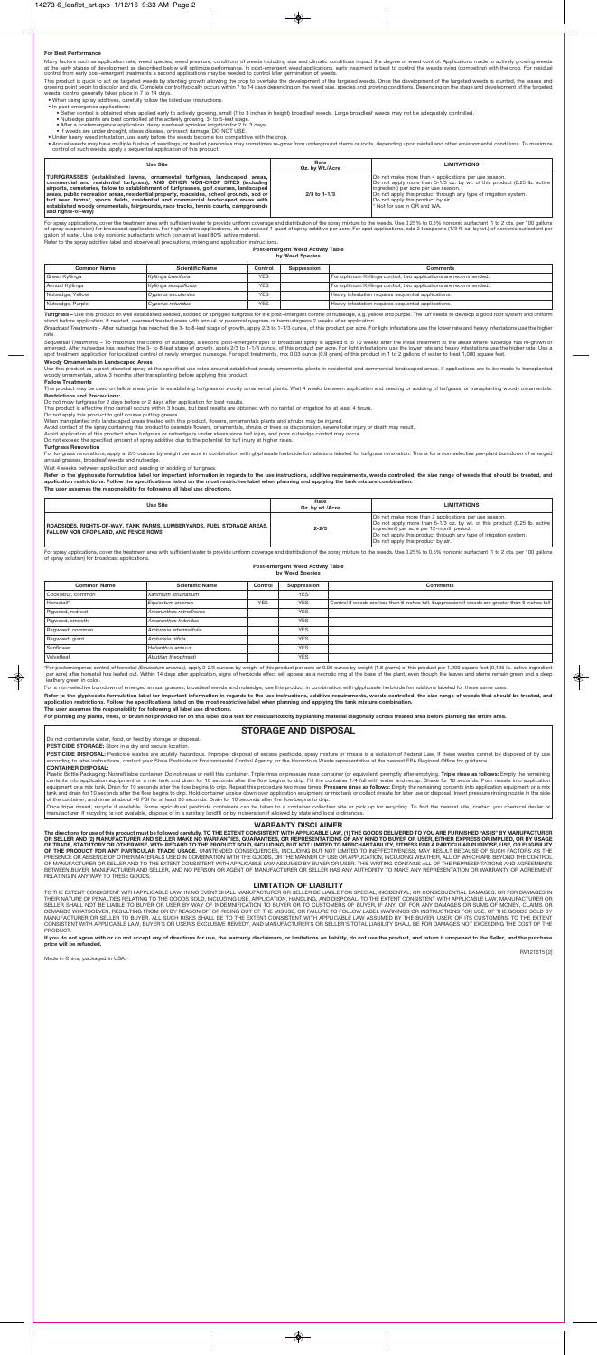## For Best Performance

Many factors such as application rate, weed species, weed pressure, conditions of weeds including size and climatic conditions impact the degree of weed control. Applications made to actively growing weeds at the early stages of development as described below will optimize performance. In post-emergent weed applications, early treatment is best to control the weeds vying (competing) with the crop. For residual control from early post-emergent treatments a second applications may be needed to control later germination of weeds.

This product is quick to act on targeted weeds by stunting growth allowing the crop to overtake the development of the targeted weeds. Once the development of the targeted weeds is stunted, the leaves and growing point begin to discolor and die. Complete control typically occurs within 7 to 14 days depending on the weed sizes, species and growing conditions. Depending on the stage and development of the targeted weeds, control generally takes place in 7 to 14 days.

- When using spray additives, carefully follow the listed use instructions.
- In post-emergence applications:
  - Better control is obtained when applied early to actively growing, small (1 to 3 inches in height) broadleaf weeds. Large broadleaf weeds may not be adequately controlled.
  - Nutsedge plants are best controlled at the actively growing, 3- to 5-leaf stage.
  - After a postemergence application, delay overhead sprinkler irrigation for 2 to 3 days.
  - If weeds are under drought, stress disease, or insect damage, DO NOT USE.
- Under heavy weed infestation, use early before the weeds become too competitive with the crop.
- Annual weeds may have multiple flushes of seedlings, or treated perennials may sometimes re-grow from underground stems or roots, depending upon rainfall and other environmental conditions. To maximize control of such weeds, apply a sequential application of this product.

| Use Site | Rate Oz. by Wt./Acre | LIMITATIONS |
|---|---|---|
| **TURFGRASSES (established lawns, ornamental turfgrass, landscaped areas, commercial and residential turfgrass), AND OTHER NON-CROP SITES (including airports, cemeteries, fallow to establishment of turfgrasses, golf courses, landscaped areas, public recreation areas, residential property, roadsides, school grounds, sod or turf seed farms\*, sports fields, residential and commercial landscaped areas with established woody ornamentals, fairgrounds, race tracks, tennis courts, campgrounds and rights-of-way)** | 2/3 to 1-1/3 | Do not make more than 4 applications per use season. Do not apply more than 5-1/3 oz. by wt. of this product (0.25 lb. active ingredient) per acre per use season. Do not apply this product through any type of irrigation system. Do not apply this product by air. \* Not for use in OR and WA. |

For spray applications, cover the treatment area with sufficient water to provide uniform coverage and distribution of the spray mixture to the weeds. Use 0.25% to 0.5% nonionic surfactant (1 to 2 qts. per 100 gallons of spray suspension) for broadcast applications. For high volume applications, do not exceed 1 quart of spray additive per acre. For spot applications, add 2 teaspoons (1/3 fl. oz. by wt.) of nonionic surfactant per gallon of water. Use only nonionic surfactants which contain at least 80% active material.

Refer to the spray additive label and observe all precautions, mixing and application instructions.

**Post-emergent Weed Activity Table by Weed Species**

| Common Name | Scientific Name | Control | Suppression | Comments |
|---|---|---|---|---|
| Green Kyllinga | *Kyllinga brevifolia* | YES | | For optimum Kyllinga control, two applications are recommended. |
| Annual Kyllinga | *Kyllinga sesquiflorus* | YES | | For optimum Kyllinga control, two applications are recommended. |
| Nutsedge, Yellow | *Cyperus esculentus* | YES | | Heavy infestation requires sequential applications. |
| Nutsedge, Purple | *Cyperus rotundus* | YES | | Heavy infestation requires sequential applications. |

**Turfgrass –** Use this product on well established seeded, sodded or sprigged turfgrass for the post-emergent control of nutsedge, e.g. yellow and purple. The turf needs to develop a good root system and uniform stand before application. If needed, overseed treated areas with annual or perennial ryegrass or bermudagrass 2 weeks after application.

*Broadcast Treatments –* After nutsedge has reached the 3- to 8-leaf stage of growth, apply 2/3 to 1-1/3 ounces, of this product per acre. For light infestations use the lower rate and heavy infestations use the higher rate.

*Sequential Treatments –* To maximize the control of nutsedge, a second post-emergent spot or broadcast spray is applied 6 to 10 weeks after the initial treatment to the areas where nutsedge has re-grown or emerged. After nutsedge has reached the 3- to 8-leaf stage of growth, apply 2/3 to 1-1/3 ounce, of this product per acre. For light infestations use the lower rate and heavy infestations use the higher rate. Use a spot treatment application for localized control of newly emerged nutsedge. For spot treatments, mix 0.03 ounce (0.9 gram) of this product in 1 to 2 gallons of water to treat 1,000 square feet.

**Woody Ornamentals in Landscaped Areas**

Use this product as a post-directed spray at the specified use rates around established woody ornamental plants in residential and commercial landscaped areas. If applications are to be made to transplanted woody ornamentals, allow 3 months after transplanting before applying this product.

**Fallow Treatments**

This product may be used on fallow areas prior to establishing turfgrass or woody ornamental plants. Wait 4 weeks between application and seeding or sodding of turfgrass, or transplanting woody ornamentals.

**Restrictions and Precautions:**

Do not mow turfgrass for 2 days before or 2 days after application for best results.

This product is effective if no rainfall occurs within 3 hours, but best results are obtained with no rainfall or irrigation for at least 4 hours.

Do not apply this product to golf course putting greens.

When transplanted into landscaped areas treated with this product, flowers, ornamentals plants and shrubs may be injured.

Avoid contact of the spray containing this product to desirable flowers, ornamentals, shrubs or trees as discoloration, severe foliar injury or death may result.

Avoid application of this product when turfgrass or nutsedge is under stress since turf injury and poor nutsedge control may occur.

Do not exceed the specified amount of spray additive due to the potential for turf injury at higher rates.

**Turfgrass Renovation**

For turfgrass renovations, apply at 2/3 ounces by weight per acre in combination with glyphosate herbicide formulations labeled for turfgrass renovation. This is for a non-selective pre-plant burndown of emerged annual grasses, broadleaf weeds and nutsedge.

Wait 4 weeks between application and seeding or sodding of turfgrass.

**Refer to the glyphosate formulation label for important information in regards to the use instructions, additive requirements, weeds controlled, the size range of weeds that should be treated, and application restrictions. Follow the specifications listed on the most restrictive label when planning and applying the tank mixture combination.**

**The user assumes the responsibility for following all label use directions.**

| Use Site | Rate Oz. by wt./Acre | LIMITATIONS |
|---|---|---|
| **ROADSIDES, RIGHTS-OF-WAY, TANK FARMS, LUMBERYARDS, FUEL STORAGE AREAS, FALLOW NON CROP LAND, AND FENCE ROWS** | 2-2/3 | Do not make more than 2 applications per use season. Do not apply more than 5-1/3 oz. by wt. of this product (0.25 lb. active ingredient) per acre per 12-month period. Do not apply this product through any type of irrigation system. Do not apply this product by air. |

For spray applications, cover the treatment area with sufficient water to provide uniform coverage and distribution of the spray mixture to the weeds. Use 0.25% to 0.5% nonionic surfactant (1 to 2 qts. per 100 gallons of spray solution) for broadcast applications.

**Post-emergent Weed Activity Table by Weed Species**

| Common Name | Scientific Name | Control | Suppression | Comments |
|---|---|---|---|---|
| Cocklebur, common | *Xanthium strumarium* | | YES | |
| Horsetail\* | *Equisetum arvense* | YES | YES | Control if weeds are less than 6 inches tall. Suppression if weeds are greater than 6 inches tall |
| Pigweed, redroot | *Amaranthus retroflexus* | | YES | |
| Pigweed, smooth | *Amaranthus hybridus* | | YES | |
| Ragweed, common | *Ambrosia artemisifolia* | | YES | |
| Ragweed, giant | *Ambrosia trifida* | | YES | |
| Sunflower | *Helianthus annuus* | | YES | |
| Velvetleaf | *Abutilon theophrasti* | | YES | |

\*For postemergence control of horsetail (*Equisetum arvense*), apply 2-2/3 ounces by weight of this product per acre or 0.06 ounce by weight (1.8 grams) of this product per 1,000 square feet (0.125 lb. active ingredient per acre) after horsetail has leafed out. Within 14 days after application, signs of herbicide effect will appear as a necrotic ring at the base of the plant, even though the leaves and stems remain green and a deep leathery green in color.

For a non-selective burndown of emerged annual grasses, broadleaf weeds, and nutsedge, use this product in combination with glyphosate herbicide formulations labeled for these same uses.

**Refer to the glyphosate formulation label for important information in regards to the use instructions, additive requirements, weeds controlled, the size range of weeds that should be treated, and application restrictions. Follow the specifications listed on the most restrictive label when planning and applying the tank mixture combination.**

**The user assumes the responsibility for following all label use directions.**

**For planting any plants, trees, or brush not provided for on this label, do a test for residual toxicity by planting material diagonally across treated area before planting the entire area.**

## STORAGE AND DISPOSAL

Do not contaminate water, food, or feed by storage or disposal.

**PESTICIDE STORAGE:** Store in a dry and secure location.

**PESTICIDE DISPOSAL:** Pesticide wastes are acutely hazardous. Improper disposal of excess pesticide, spray mixture or rinsate is a violation of Federal Law. If these wastes cannot be disposed of by use according to label instructions, contact your State Pesticide or Environmental Control Agency, or the Hazardous Waste representative at the nearest EPA Regional Office for guidance.

**CONTAINER DISPOSAL:**

Plastic Bottle Packaging: Nonrefillable container. Do not reuse or refill this container. Triple rinse or pressure rinse container (or equivalent) promptly after emptying. **Triple rinse as follows:** Empty the remaining contents into application equipment or a mix tank and drain for 10 seconds after the flow begins to drip. Fill the container 1/4 full with water and recap. Shake for 10 seconds. Pour rinsate into application equipment or a mix tank. Drain for 10 seconds after the flow begins to drip. Repeat this procedure two more times. **Pressure rinse as follows:** Empty the remaining contents into application equipment or a mix tank and drain for 10 seconds after the flow begins to drip. Hold container upside down over application equipment or mix tank or collect rinsate for later use or disposal. Insert pressure rinsing nozzle in the side of the container, and rinse at about 40 PSI for at least 30 seconds. Drain for 10 seconds after the flow begins to drip.

Once triple rinsed, recycle if available. Some agricultural pesticide containers can be taken to a container collection site or pick up for recycling. To find the nearest site, contact your chemical dealer or manufacturer. If recycling is not available, dispose of in a sanitary landfill or by incineration if allowed by state and local ordinances.

## WARRANTY DISCLAIMER

**The directions for use of this product must be followed carefully. TO THE EXTENT CONSISTENT WITH APPLICABLE LAW, (1) THE GOODS DELIVERED TO YOU ARE FURNISHED "AS IS" BY MANUFACTURER OR SELLER AND (2) MANUFACTURER AND SELLER MAKE NO WARRANTIES, GUARANTEES, OR REPRESENTATIONS OF ANY KIND TO BUYER OR USER, EITHER EXPRESS OR IMPLIED, OR BY USAGE OF TRADE, STATUTORY OR OTHERWISE, WITH REGARD TO THE PRODUCT SOLD, INCLUDING, BUT NOT LIMITED TO MERCHANTABILITY, FITNESS FOR A PARTICULAR PURPOSE, USE, OR ELIGIBILITY OF THE PRODUCT FOR ANY PARTICULAR TRADE USAGE.** UNINTENDED CONSEQUENCES, INCLUDING BUT NOT LIMITED TO INEFFECTIVENESS, MAY RESULT BECAUSE OF SUCH FACTORS AS THE PRESENCE OR ABSENCE OF OTHER MATERIALS USED IN COMBINATION WITH THE GOODS, OR THE MANNER OF USE OR APPLICATION, INCLUDING WEATHER, ALL OF WHICH ARE BEYOND THE CONTROL OF MANUFACTURER OR SELLER AND TO THE EXTENT CONSISTENT WITH APPLICABLE LAW ASSUMED BY BUYER OR USER. THIS WRITING CONTAINS ALL OF THE REPRESENTATIONS AND AGREEMENTS BETWEEN BUYER, MANUFACTURER AND SELLER, AND NO PERSON OR AGENT OF MANUFACTURER OR SELLER HAS ANY AUTHORITY TO MAKE ANY REPRESENTATION OR WARRANTY OR AGREEMENT RELATING IN ANY WAY TO THESE GOODS.

## LIMITATION OF LIABILITY

TO THE EXTENT CONSISTENT WITH APPLICABLE LAW, IN NO EVENT SHALL MANUFACTURER OR SELLER BE LIABLE FOR SPECIAL, INCIDENTAL, OR CONSEQUENTIAL DAMAGES, OR FOR DAMAGES IN THEIR NATURE OF PENALTIES RELATING TO THE GOODS SOLD, INCLUDING USE, APPLICATION, HANDLING, AND DISPOSAL. TO THE EXTENT CONSISTENT WITH APPLICABLE LAW, MANUFACTURER OR SELLER SHALL NOT BE LIABLE TO BUYER OR USER BY WAY OF INDEMNIFICATION TO BUYER OR TO CUSTOMERS OF BUYER, IF ANY, OR FOR ANY DAMAGES OR SUMS OF MONEY, CLAIMS OR DEMANDS WHATSOEVER, RESULTING FROM OR BY REASON OF, OR RISING OUT OF THE MISUSE, OR FAILURE TO FOLLOW LABEL WARNINGS OR INSTRUCTIONS FOR USE, OF THE GOODS SOLD BY MANUFACTURER OR SELLER TO BUYER. ALL SUCH RISKS SHALL BE TO THE EXTENT CONSISTENT WITH APPLICABLE LAW ASSUMED BY THE BUYER, USER, OR ITS CUSTOMERS. TO THE EXTENT CONSISTENT WITH APPLICABLE LAW, BUYER'S OR USER'S EXCLUSIVE REMEDY, AND MANUFACTURER'S OR SELLER'S TOTAL LIABILITY SHALL BE FOR DAMAGES NOT EXCEEDING THE COST OF THE PRODUCT.

**If you do not agree with or do not accept any of directions for use, the warranty disclaimers, or limitations on liability, do not use the product, and return it unopened to the Seller, and the purchase price will be refunded.**

RV121615 [2]

Made in China, packaged in USA.